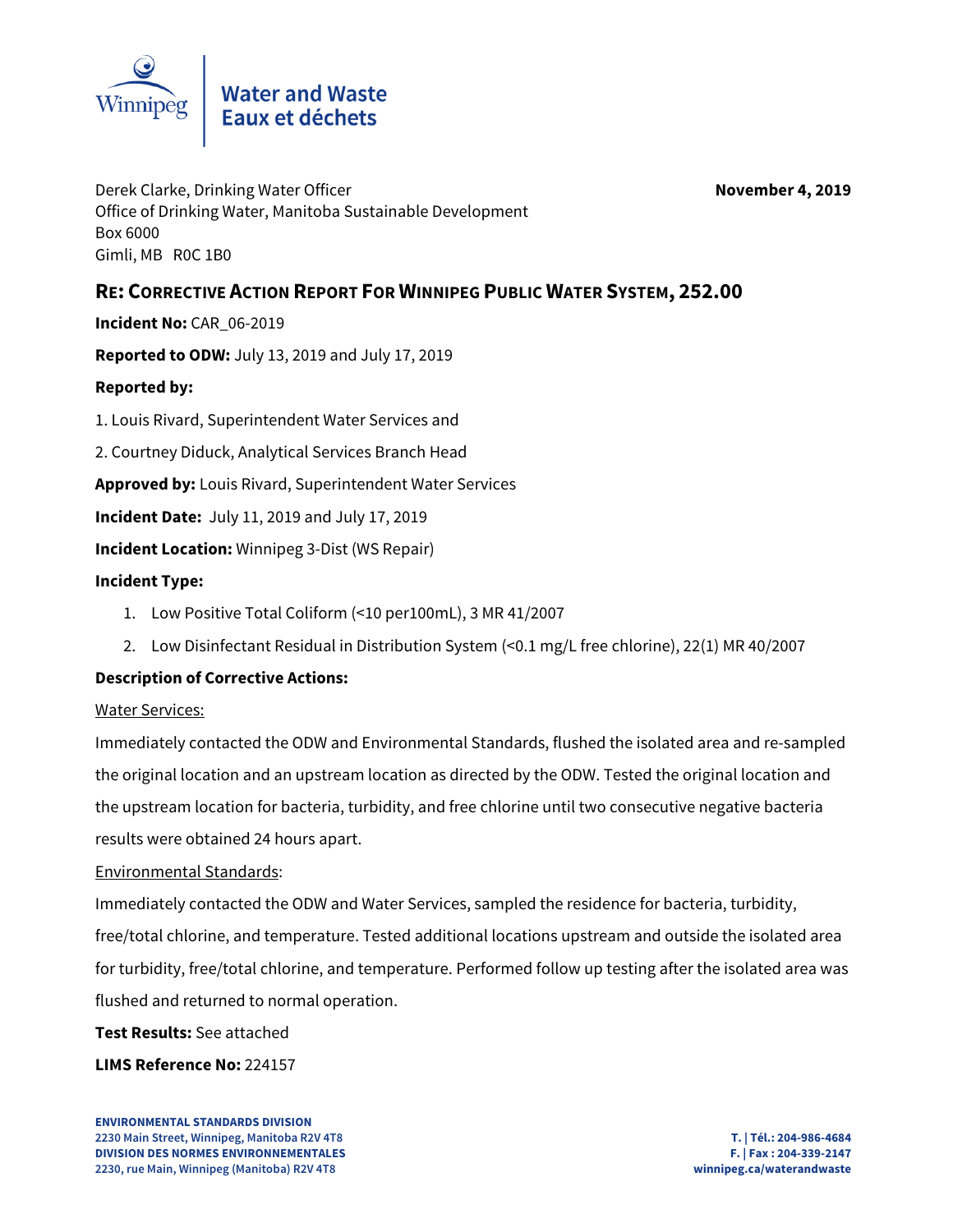Water and Waste
Eaux et déchets

Derek Clarke, Drinking Water Officer
Office of Drinking Water, Manitoba Sustainable Development
Box 6000
Gimli, MB R0C 1B0

**November 4, 2019**

## RE: Corrective Action Report For Winnipeg Public Water System, 252.00

**Incident No:** CAR_06-2019

**Reported to ODW:** July 13, 2019 and July 17, 2019

**Reported by:**

1. Louis Rivard, Superintendent Water Services and
2. Courtney Diduck, Analytical Services Branch Head

**Approved by:** Louis Rivard, Superintendent Water Services

**Incident Date:** July 11, 2019 and July 17, 2019

**Incident Location:** Winnipeg 3-Dist (WS Repair)

**Incident Type:**

1. Low Positive Total Coliform (<10 per100mL), 3 MR 41/2007
2. Low Disinfectant Residual in Distribution System (<0.1 mg/L free chlorine), 22(1) MR 40/2007

**Description of Corrective Actions:**

Water Services:

Immediately contacted the ODW and Environmental Standards, flushed the isolated area and re-sampled the original location and an upstream location as directed by the ODW. Tested the original location and the upstream location for bacteria, turbidity, and free chlorine until two consecutive negative bacteria results were obtained 24 hours apart.

Environmental Standards:

Immediately contacted the ODW and Water Services, sampled the residence for bacteria, turbidity, free/total chlorine, and temperature. Tested additional locations upstream and outside the isolated area for turbidity, free/total chlorine, and temperature. Performed follow up testing after the isolated area was flushed and returned to normal operation.

**Test Results:** See attached

**LIMS Reference No:** 224157

**ENVIRONMENTAL STANDARDS DIVISION**
**2230 Main Street, Winnipeg, Manitoba R2V 4T8**
**DIVISION DES NORMES ENVIRONNEMENTALES**
**2230, rue Main, Winnipeg (Manitoba) R2V 4T8**

**T. | Tél.: 204-986-4684**
**F. | Fax : 204-339-2147**
**winnipeg.ca/waterandwaste**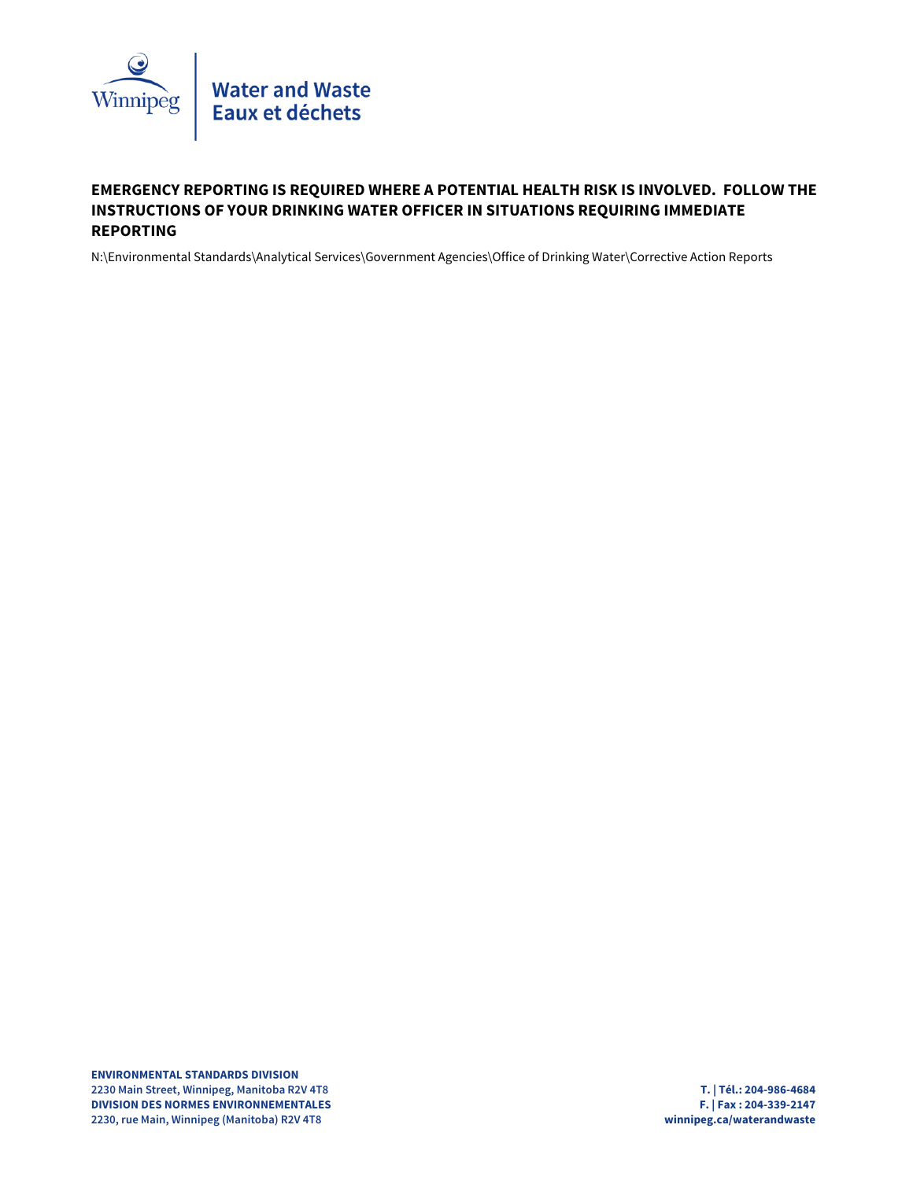**EMERGENCY REPORTING IS REQUIRED WHERE A POTENTIAL HEALTH RISK IS INVOLVED. FOLLOW THE INSTRUCTIONS OF YOUR DRINKING WATER OFFICER IN SITUATIONS REQUIRING IMMEDIATE REPORTING**

N:\Environmental Standards\Analytical Services\Government Agencies\Office of Drinking Water\Corrective Action Reports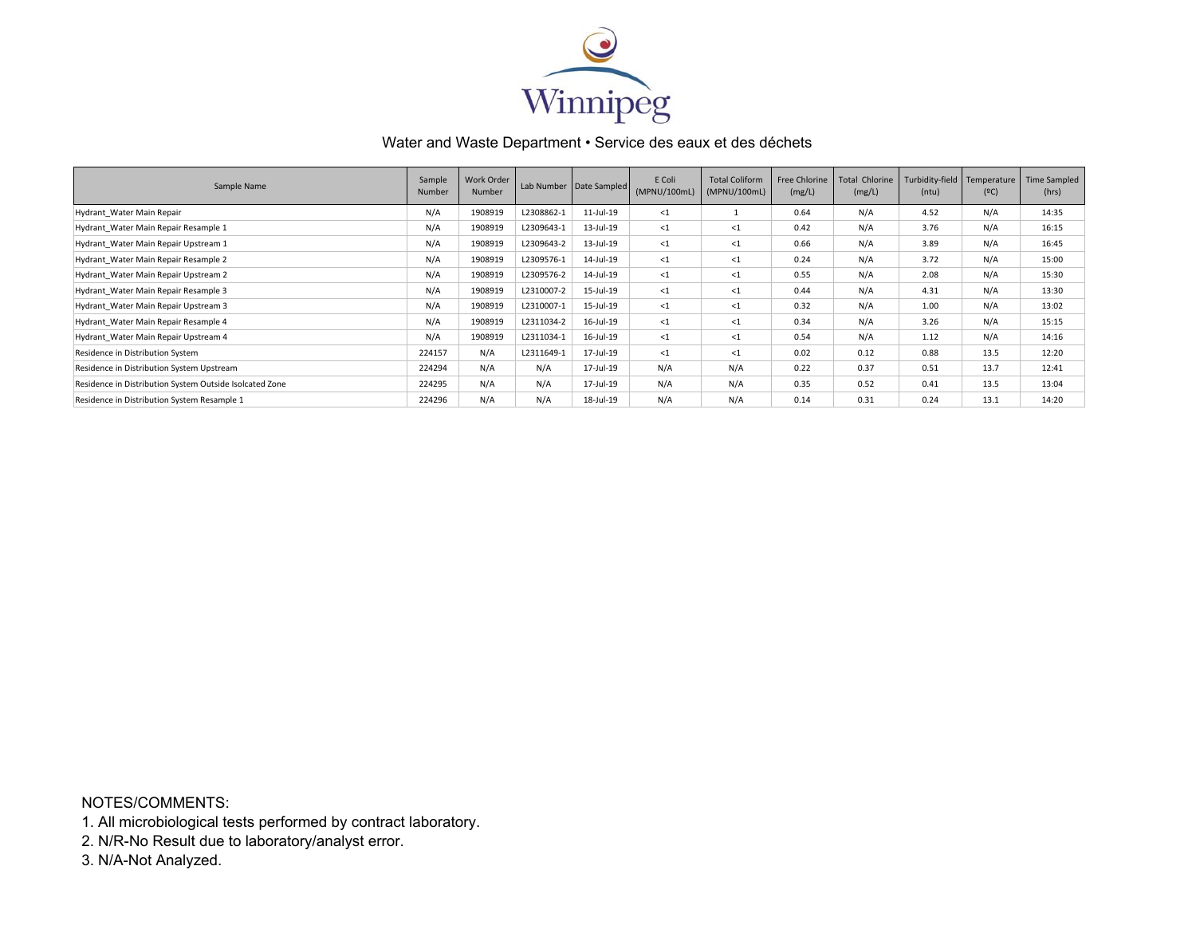Water and Waste Department • Service des eaux et des déchets

| Sample Name | Sample Number | Work Order Number | Lab Number | Date Sampled | E Coli (MPNU/100mL) | Total Coliform (MPNU/100mL) | Free Chlorine (mg/L) | Total Chlorine (mg/L) | Turbidity-field (ntu) | Temperature (ºC) | Time Sampled (hrs) |
|---|---|---|---|---|---|---|---|---|---|---|---|
| Hydrant_Water Main Repair | N/A | 1908919 | L2308862-1 | 11-Jul-19 | <1 | 1 | 0.64 | N/A | 4.52 | N/A | 14:35 |
| Hydrant_Water Main Repair Resample 1 | N/A | 1908919 | L2309643-1 | 13-Jul-19 | <1 | <1 | 0.42 | N/A | 3.76 | N/A | 16:15 |
| Hydrant_Water Main Repair Upstream 1 | N/A | 1908919 | L2309643-2 | 13-Jul-19 | <1 | <1 | 0.66 | N/A | 3.89 | N/A | 16:45 |
| Hydrant_Water Main Repair Resample 2 | N/A | 1908919 | L2309576-1 | 14-Jul-19 | <1 | <1 | 0.24 | N/A | 3.72 | N/A | 15:00 |
| Hydrant_Water Main Repair Upstream 2 | N/A | 1908919 | L2309576-2 | 14-Jul-19 | <1 | <1 | 0.55 | N/A | 2.08 | N/A | 15:30 |
| Hydrant_Water Main Repair Resample 3 | N/A | 1908919 | L2310007-2 | 15-Jul-19 | <1 | <1 | 0.44 | N/A | 4.31 | N/A | 13:30 |
| Hydrant_Water Main Repair Upstream 3 | N/A | 1908919 | L2310007-1 | 15-Jul-19 | <1 | <1 | 0.32 | N/A | 1.00 | N/A | 13:02 |
| Hydrant_Water Main Repair Resample 4 | N/A | 1908919 | L2311034-2 | 16-Jul-19 | <1 | <1 | 0.34 | N/A | 3.26 | N/A | 15:15 |
| Hydrant_Water Main Repair Upstream 4 | N/A | 1908919 | L2311034-1 | 16-Jul-19 | <1 | <1 | 0.54 | N/A | 1.12 | N/A | 14:16 |
| Residence in Distribution System | 224157 | N/A | L2311649-1 | 17-Jul-19 | <1 | <1 | 0.02 | 0.12 | 0.88 | 13.5 | 12:20 |
| Residence in Distribution System Upstream | 224294 | N/A | N/A | 17-Jul-19 | N/A | N/A | 0.22 | 0.37 | 0.51 | 13.7 | 12:41 |
| Residence in Distribution System Outside Isolcated Zone | 224295 | N/A | N/A | 17-Jul-19 | N/A | N/A | 0.35 | 0.52 | 0.41 | 13.5 | 13:04 |
| Residence in Distribution System Resample 1 | 224296 | N/A | N/A | 18-Jul-19 | N/A | N/A | 0.14 | 0.31 | 0.24 | 13.1 | 14:20 |

NOTES/COMMENTS:

1. All microbiological tests performed by contract laboratory.
2. N/R-No Result due to laboratory/analyst error.
3. N/A-Not Analyzed.